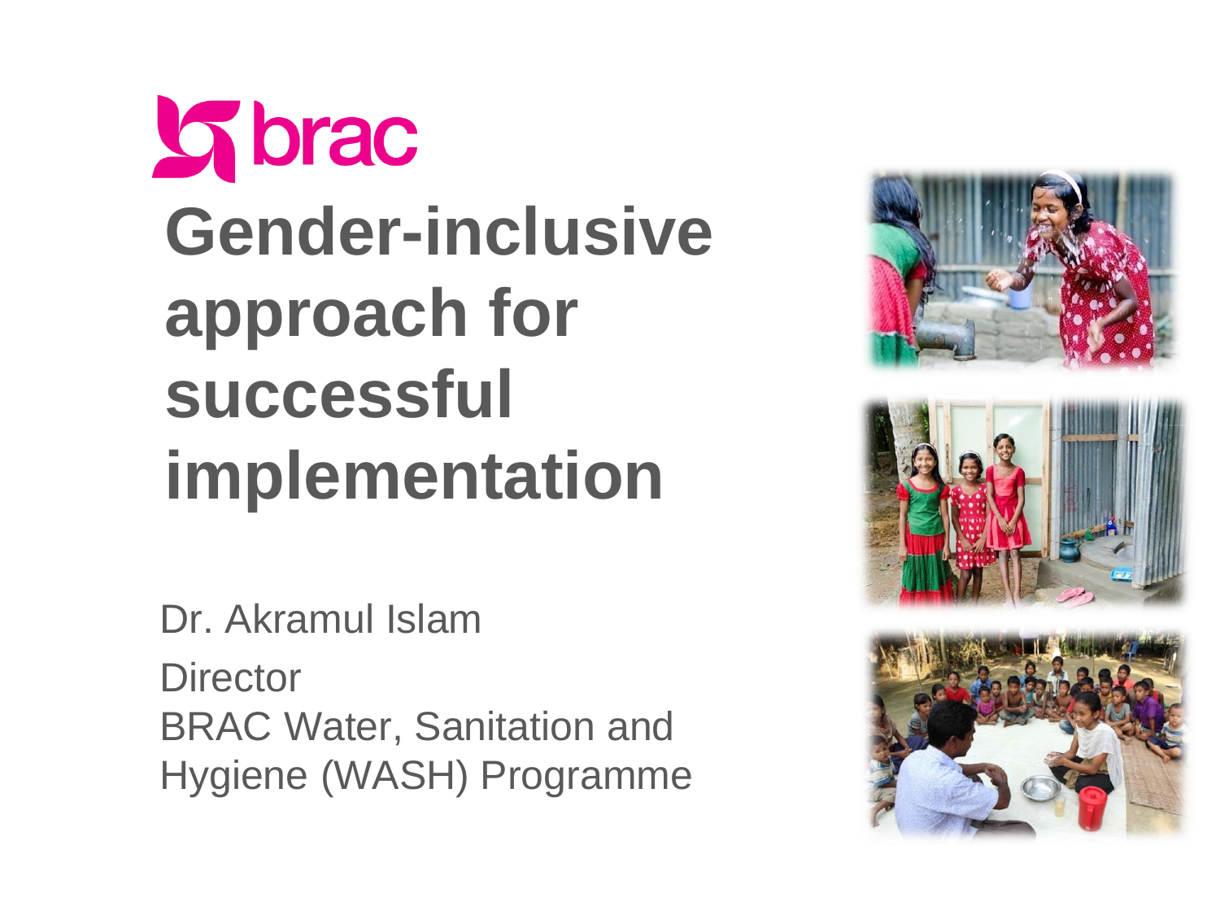brac

# Gender-inclusive approach for successful implementation

Dr. Akramul Islam

Director

BRAC Water, Sanitation and Hygiene (WASH) Programme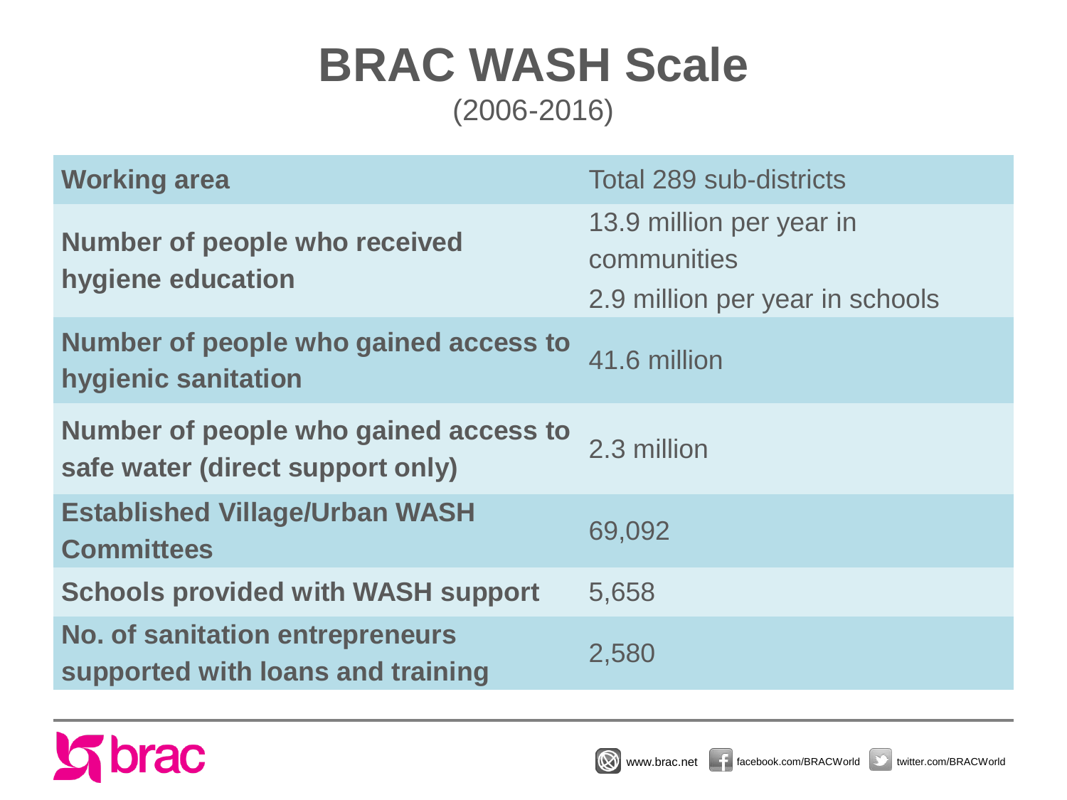# BRAC WASH Scale

(2006-2016)

| | |
|---|---|
| **Working area** | Total 289 sub-districts |
| **Number of people who received hygiene education** | 13.9 million per year in communities<br>2.9 million per year in schools |
| **Number of people who gained access to hygienic sanitation** | 41.6 million |
| **Number of people who gained access to safe water (direct support only)** | 2.3 million |
| **Established Village/Urban WASH Committees** | 69,092 |
| **Schools provided with WASH support** | 5,658 |
| **No. of sanitation entrepreneurs supported with loans and training** | 2,580 |

brac

www.brac.net facebook.com/BRACWorld twitter.com/BRACWorld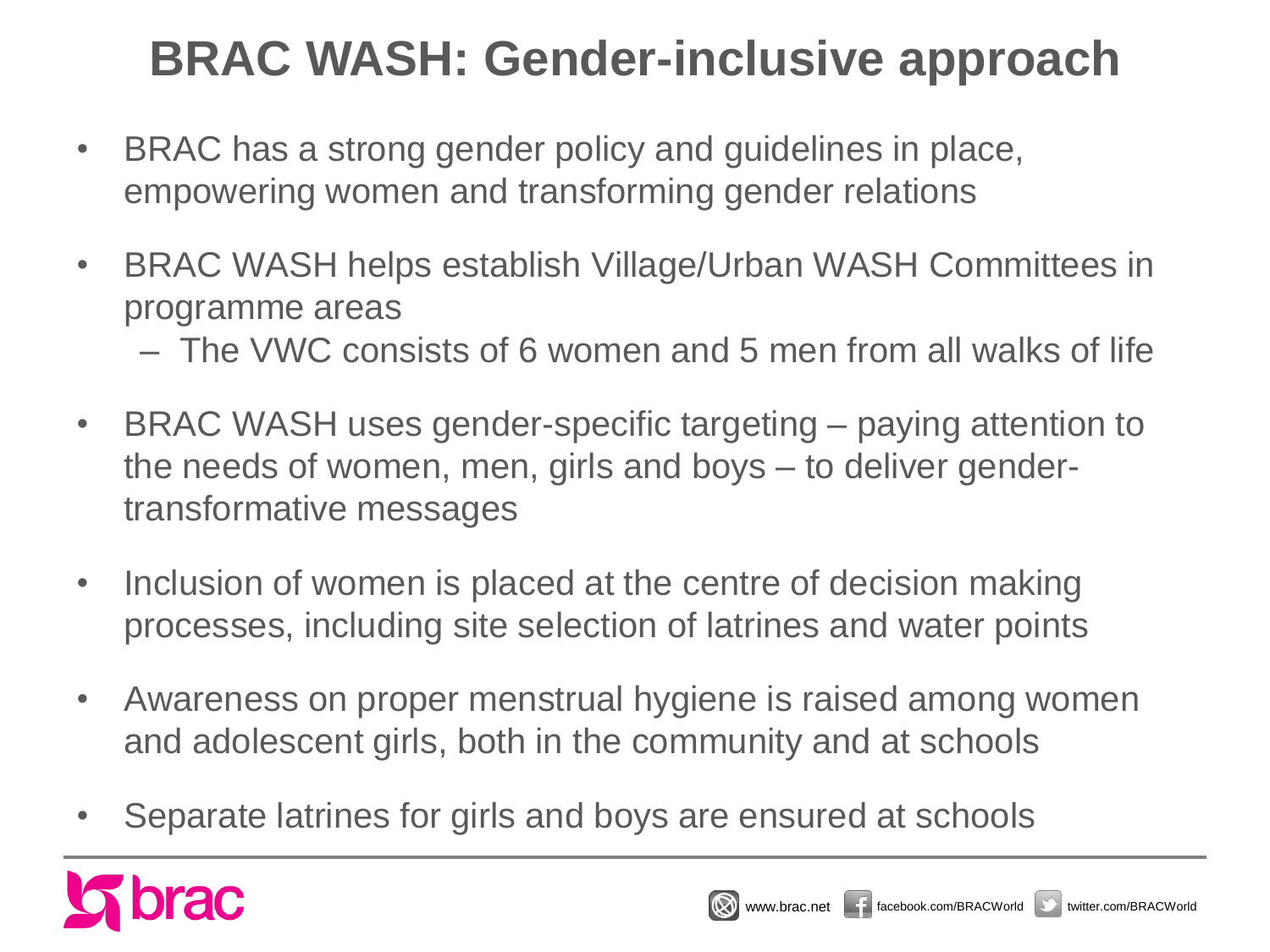# BRAC WASH: Gender-inclusive approach

- BRAC has a strong gender policy and guidelines in place, empowering women and transforming gender relations
- BRAC WASH helps establish Village/Urban WASH Committees in programme areas
  - The VWC consists of 6 women and 5 men from all walks of life
- BRAC WASH uses gender-specific targeting – paying attention to the needs of women, men, girls and boys – to deliver gender-transformative messages
- Inclusion of women is placed at the centre of decision making processes, including site selection of latrines and water points
- Awareness on proper menstrual hygiene is raised among women and adolescent girls, both in the community and at schools
- Separate latrines for girls and boys are ensured at schools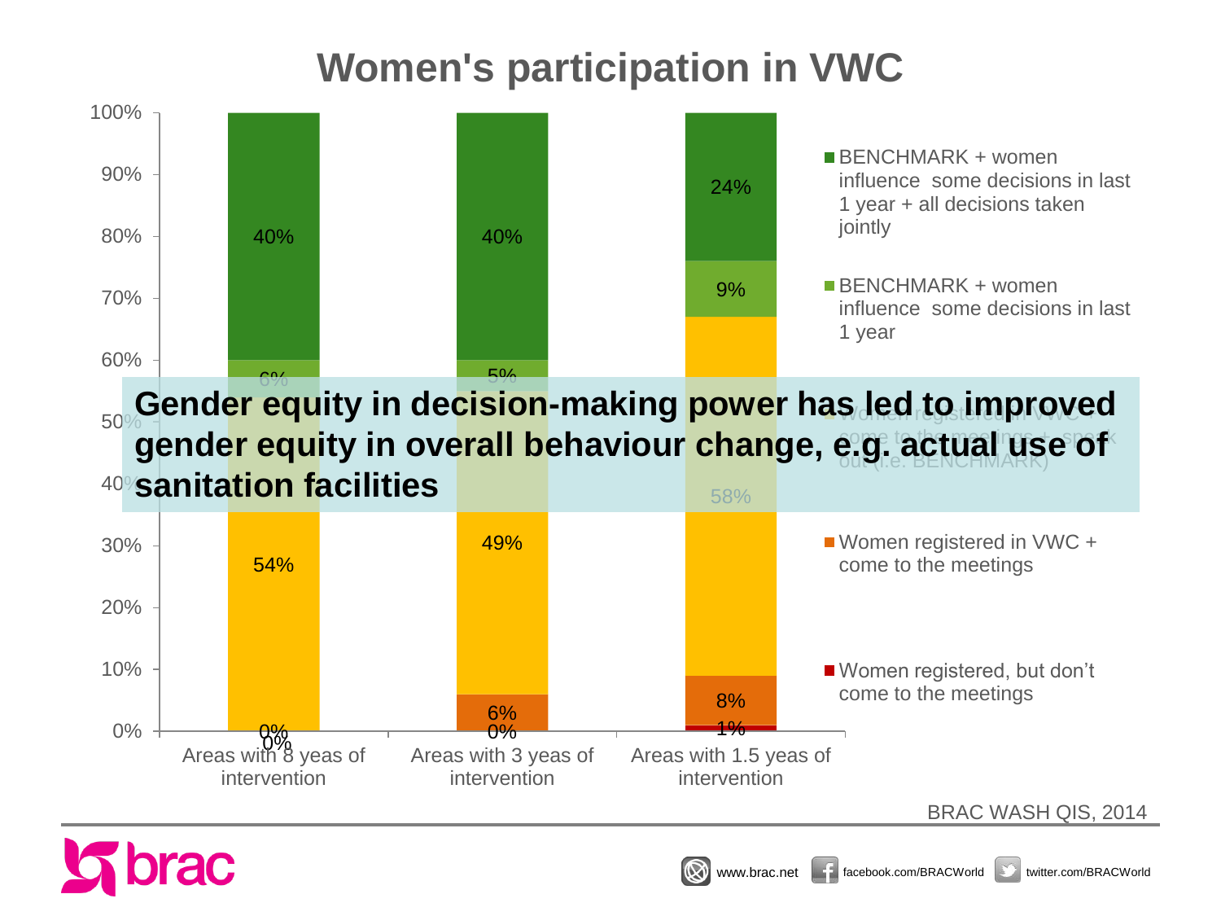# Women's participation in VWC

| | Areas with 8 yeas of intervention | Areas with 3 yeas of intervention | Areas with 1.5 yeas of intervention |
|---|---|---|---|
| BENCHMARK + women influence some decisions in last 1 year + all decisions taken jointly | 40% | 40% | 24% |
| BENCHMARK + women influence some decisions in last 1 year | 6% | 5% | 9% |
| Women registered in VWC + come to the meetings + speak out (i.e. BENCHMARK) | 54% | 49% | 58% |
| Women registered in VWC + come to the meetings | 0% | 6% | 8% |
| Women registered, but don't come to the meetings | 0% | 0% | 1% |

**Gender equity in decision-making power has led to improved gender equity in overall behaviour change, e.g. actual use of sanitation facilities**

BRAC WASH QIS, 2014

brac

www.brac.net facebook.com/BRACWorld twitter.com/BRACWorld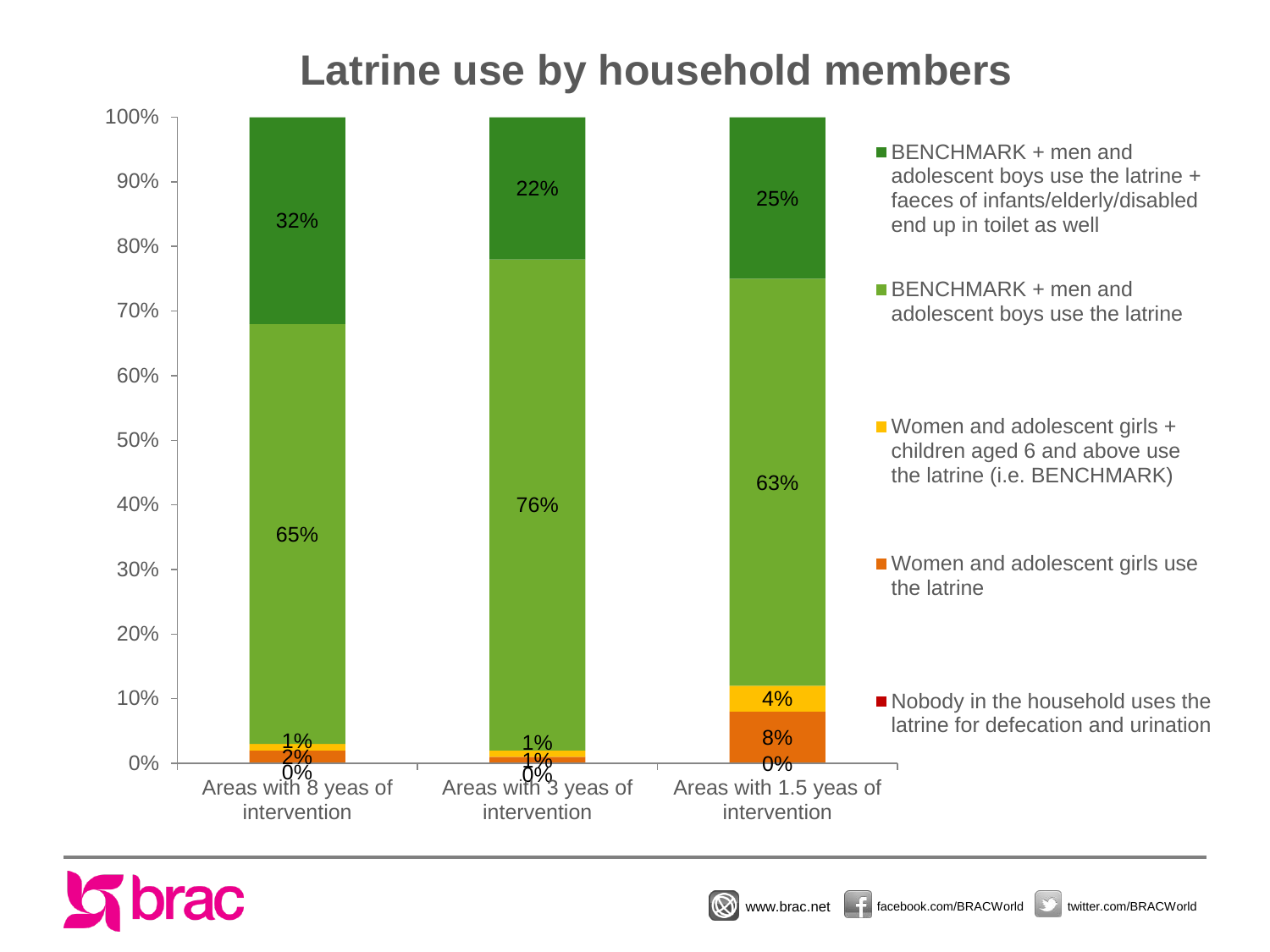# Latrine use by household members

| | Areas with 8 yeas of intervention | Areas with 3 yeas of intervention | Areas with 1.5 yeas of intervention |
|---|---|---|---|
| BENCHMARK + men and adolescent boys use the latrine + faeces of infants/elderly/disabled end up in toilet as well | 32% | 22% | 25% |
| BENCHMARK + men and adolescent boys use the latrine | 65% | 76% | 63% |
| Women and adolescent girls + children aged 6 and above use the latrine (i.e. BENCHMARK) | 1% | 1% | 4% |
| Women and adolescent girls use the latrine | 2% | 1% | 8% |
| Nobody in the household uses the latrine for defecation and urination | 0% | 0% | 0% |

brac

www.brac.net facebook.com/BRACWorld twitter.com/BRACWorld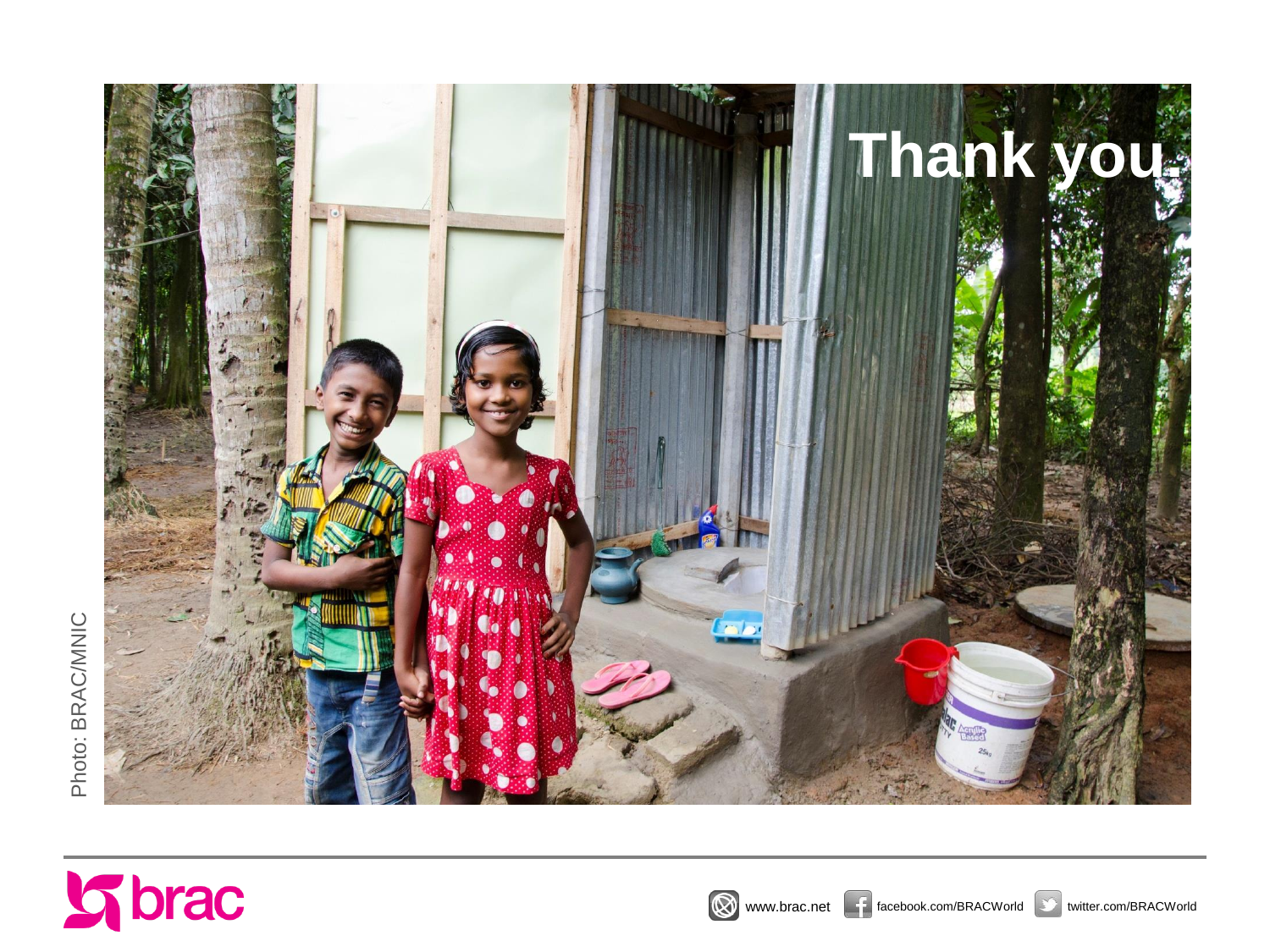# Thank you.

Photo: BRAC/MNIC

brac

www.brac.net facebook.com/BRACWorld twitter.com/BRACWorld